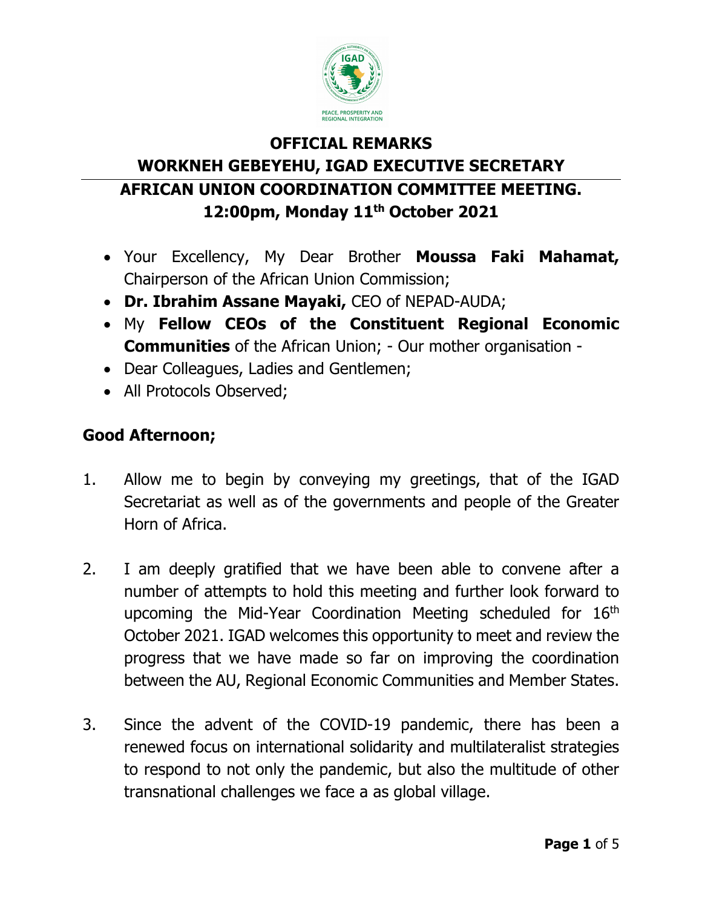# OFFICIAL REMARKS

## WORKNEH GEBEYEHU, IGAD EXECUTIVE SECRETARY

## AFRICAN UNION COORDINATION COMMITTEE MEETING.

## 12:00pm, Monday 11th October 2021

- Your Excellency, My Dear Brother **Moussa Faki Mahamat,** Chairperson of the African Union Commission;
- **Dr. Ibrahim Assane Mayaki,** CEO of NEPAD-AUDA;
- My **Fellow CEOs of the Constituent Regional Economic Communities** of the African Union; - Our mother organisation -
- Dear Colleagues, Ladies and Gentlemen;
- All Protocols Observed;

**Good Afternoon;**

1. Allow me to begin by conveying my greetings, that of the IGAD Secretariat as well as of the governments and people of the Greater Horn of Africa.

2. I am deeply gratified that we have been able to convene after a number of attempts to hold this meeting and further look forward to upcoming the Mid-Year Coordination Meeting scheduled for 16th October 2021. IGAD welcomes this opportunity to meet and review the progress that we have made so far on improving the coordination between the AU, Regional Economic Communities and Member States.

3. Since the advent of the COVID-19 pandemic, there has been a renewed focus on international solidarity and multilateralist strategies to respond to not only the pandemic, but also the multitude of other transnational challenges we face a as global village.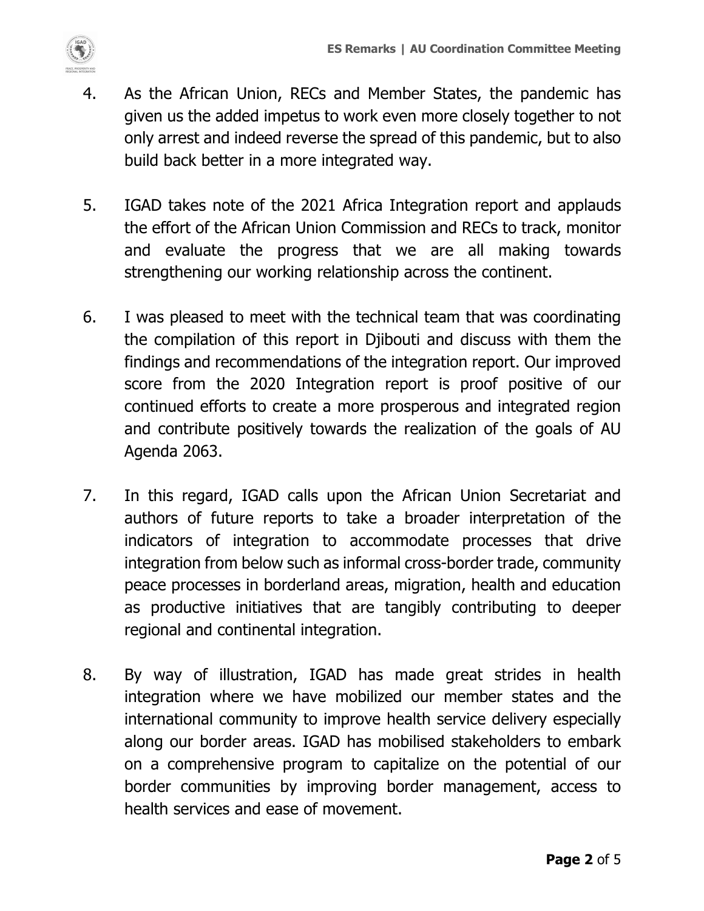4. As the African Union, RECs and Member States, the pandemic has given us the added impetus to work even more closely together to not only arrest and indeed reverse the spread of this pandemic, but to also build back better in a more integrated way.

5. IGAD takes note of the 2021 Africa Integration report and applauds the effort of the African Union Commission and RECs to track, monitor and evaluate the progress that we are all making towards strengthening our working relationship across the continent.

6. I was pleased to meet with the technical team that was coordinating the compilation of this report in Djibouti and discuss with them the findings and recommendations of the integration report. Our improved score from the 2020 Integration report is proof positive of our continued efforts to create a more prosperous and integrated region and contribute positively towards the realization of the goals of AU Agenda 2063.

7. In this regard, IGAD calls upon the African Union Secretariat and authors of future reports to take a broader interpretation of the indicators of integration to accommodate processes that drive integration from below such as informal cross-border trade, community peace processes in borderland areas, migration, health and education as productive initiatives that are tangibly contributing to deeper regional and continental integration.

8. By way of illustration, IGAD has made great strides in health integration where we have mobilized our member states and the international community to improve health service delivery especially along our border areas. IGAD has mobilised stakeholders to embark on a comprehensive program to capitalize on the potential of our border communities by improving border management, access to health services and ease of movement.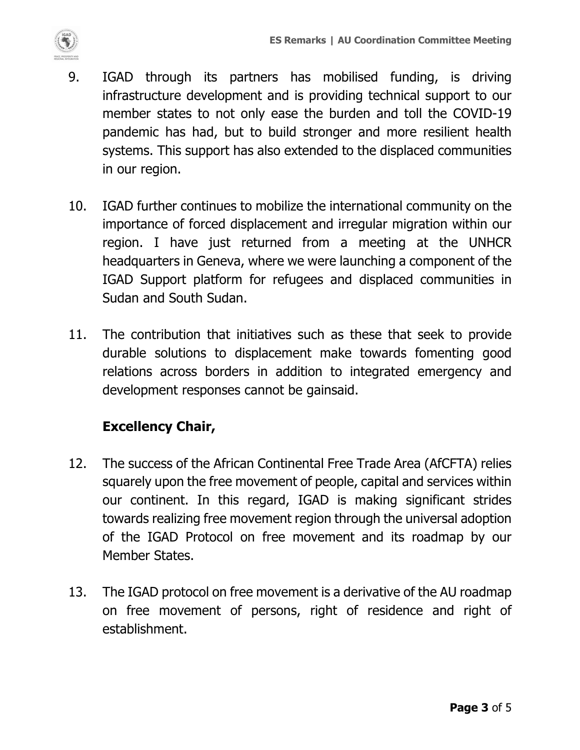9. IGAD through its partners has mobilised funding, is driving infrastructure development and is providing technical support to our member states to not only ease the burden and toll the COVID-19 pandemic has had, but to build stronger and more resilient health systems. This support has also extended to the displaced communities in our region.

10. IGAD further continues to mobilize the international community on the importance of forced displacement and irregular migration within our region. I have just returned from a meeting at the UNHCR headquarters in Geneva, where we were launching a component of the IGAD Support platform for refugees and displaced communities in Sudan and South Sudan.

11. The contribution that initiatives such as these that seek to provide durable solutions to displacement make towards fomenting good relations across borders in addition to integrated emergency and development responses cannot be gainsaid.

**Excellency Chair,**

12. The success of the African Continental Free Trade Area (AfCFTA) relies squarely upon the free movement of people, capital and services within our continent. In this regard, IGAD is making significant strides towards realizing free movement region through the universal adoption of the IGAD Protocol on free movement and its roadmap by our Member States.

13. The IGAD protocol on free movement is a derivative of the AU roadmap on free movement of persons, right of residence and right of establishment.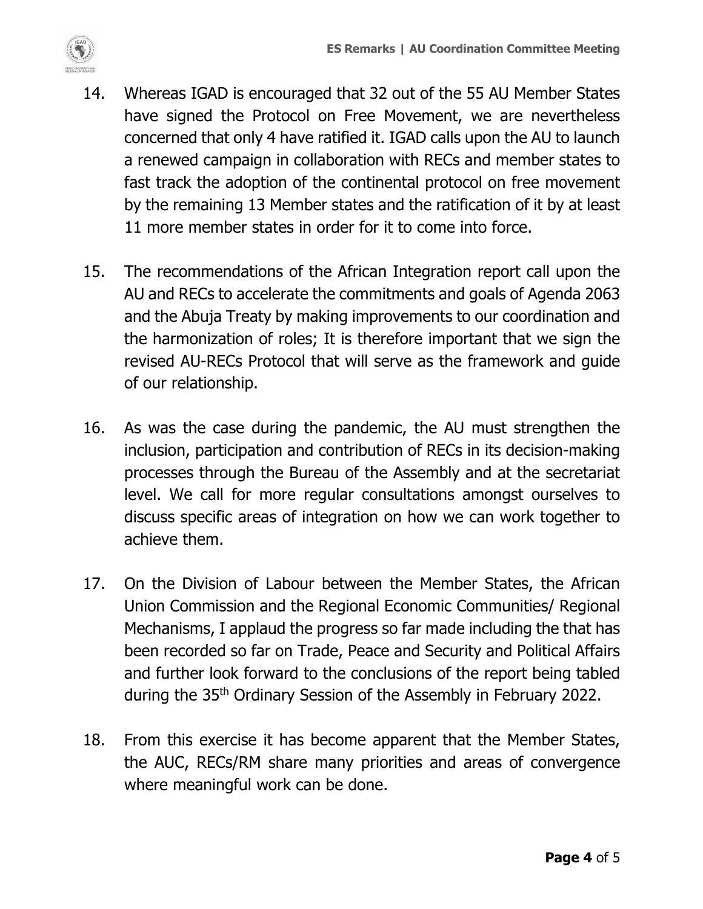14. Whereas IGAD is encouraged that 32 out of the 55 AU Member States have signed the Protocol on Free Movement, we are nevertheless concerned that only 4 have ratified it. IGAD calls upon the AU to launch a renewed campaign in collaboration with RECs and member states to fast track the adoption of the continental protocol on free movement by the remaining 13 Member states and the ratification of it by at least 11 more member states in order for it to come into force.

15. The recommendations of the African Integration report call upon the AU and RECs to accelerate the commitments and goals of Agenda 2063 and the Abuja Treaty by making improvements to our coordination and the harmonization of roles; It is therefore important that we sign the revised AU-RECs Protocol that will serve as the framework and guide of our relationship.

16. As was the case during the pandemic, the AU must strengthen the inclusion, participation and contribution of RECs in its decision-making processes through the Bureau of the Assembly and at the secretariat level. We call for more regular consultations amongst ourselves to discuss specific areas of integration on how we can work together to achieve them.

17. On the Division of Labour between the Member States, the African Union Commission and the Regional Economic Communities/ Regional Mechanisms, I applaud the progress so far made including the that has been recorded so far on Trade, Peace and Security and Political Affairs and further look forward to the conclusions of the report being tabled during the 35th Ordinary Session of the Assembly in February 2022.

18. From this exercise it has become apparent that the Member States, the AUC, RECs/RM share many priorities and areas of convergence where meaningful work can be done.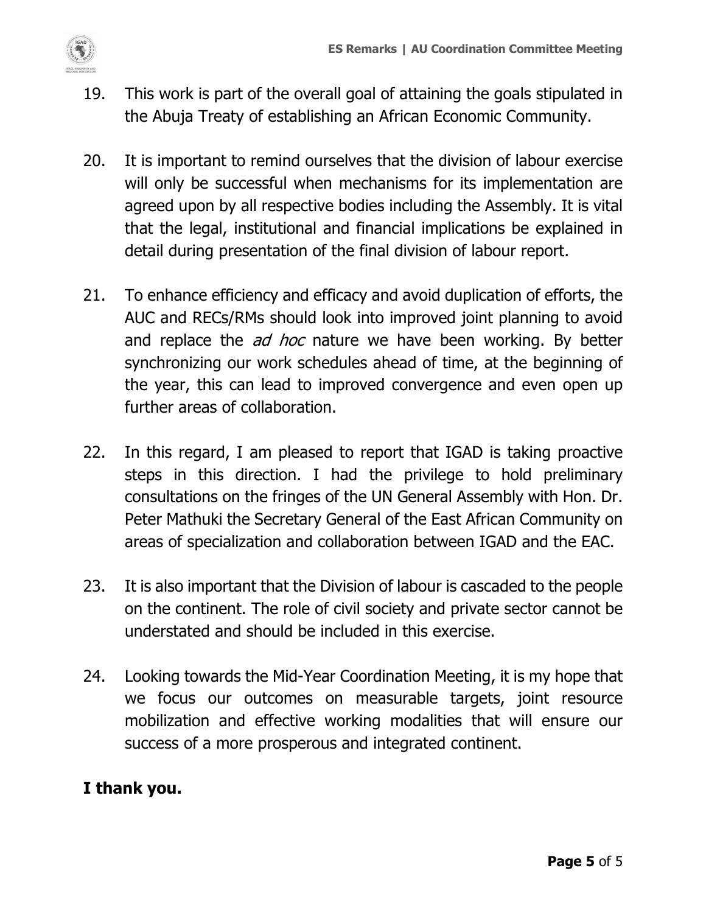19. This work is part of the overall goal of attaining the goals stipulated in the Abuja Treaty of establishing an African Economic Community.

20. It is important to remind ourselves that the division of labour exercise will only be successful when mechanisms for its implementation are agreed upon by all respective bodies including the Assembly. It is vital that the legal, institutional and financial implications be explained in detail during presentation of the final division of labour report.

21. To enhance efficiency and efficacy and avoid duplication of efforts, the AUC and RECs/RMs should look into improved joint planning to avoid and replace the *ad hoc* nature we have been working. By better synchronizing our work schedules ahead of time, at the beginning of the year, this can lead to improved convergence and even open up further areas of collaboration.

22. In this regard, I am pleased to report that IGAD is taking proactive steps in this direction. I had the privilege to hold preliminary consultations on the fringes of the UN General Assembly with Hon. Dr. Peter Mathuki the Secretary General of the East African Community on areas of specialization and collaboration between IGAD and the EAC.

23. It is also important that the Division of labour is cascaded to the people on the continent. The role of civil society and private sector cannot be understated and should be included in this exercise.

24. Looking towards the Mid-Year Coordination Meeting, it is my hope that we focus our outcomes on measurable targets, joint resource mobilization and effective working modalities that will ensure our success of a more prosperous and integrated continent.

**I thank you.**